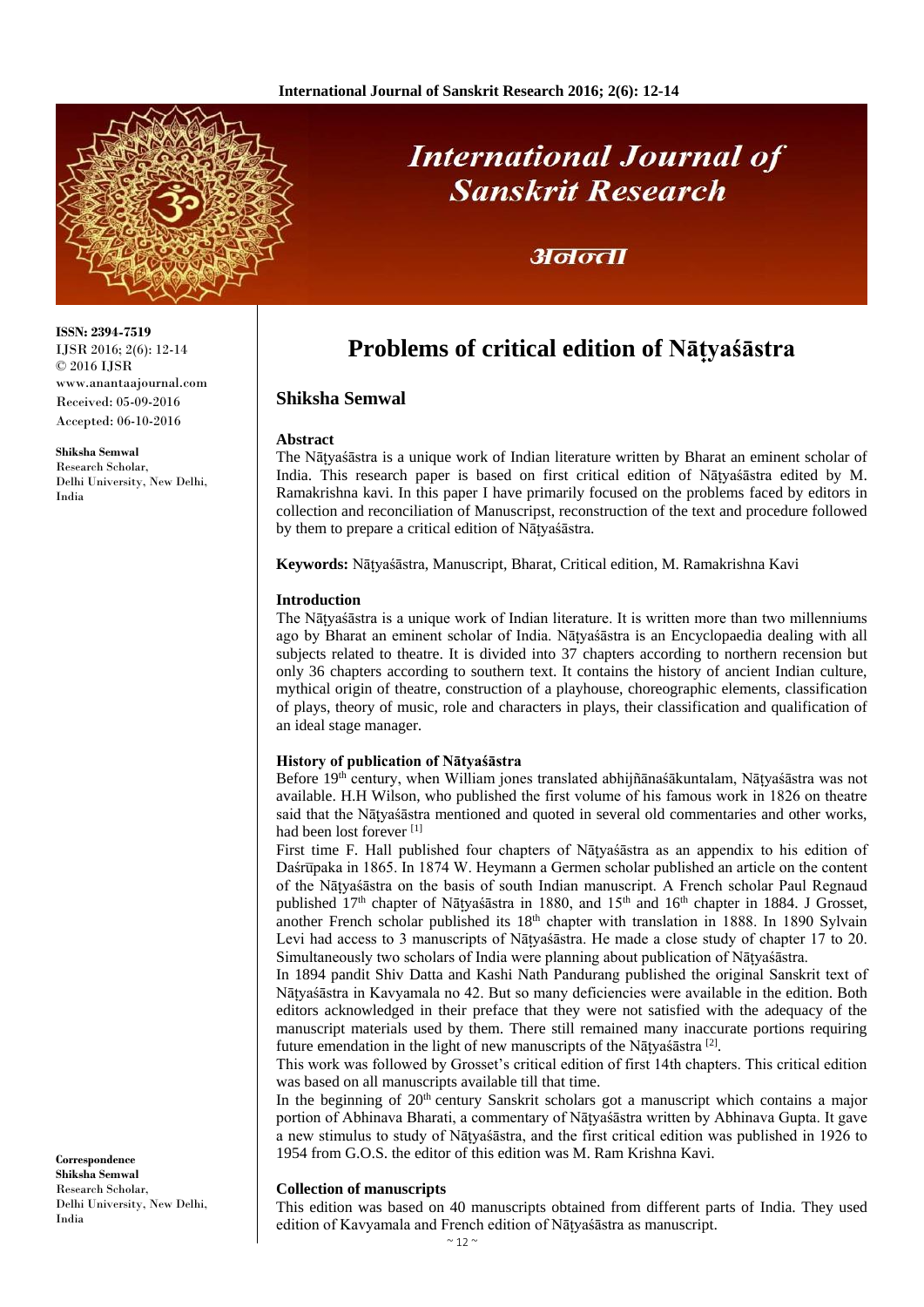# Problems of critical edition of Nāṭyaśāstra

**Shiksha Semwal**

ISSN: 2394-7519
IJSR 2016; 2(6): 12-14
© 2016 IJSR
www.anantaajournal.com
Received: 05-09-2016
Accepted: 06-10-2016

**Shiksha Semwal**
Research Scholar,
Delhi University, New Delhi, India

**Correspondence**
**Shiksha Semwal**
Research Scholar,
Delhi University, New Delhi, India

### Abstract

The Nāṭyaśāstra is a unique work of Indian literature written by Bharat an eminent scholar of India. This research paper is based on first critical edition of Nāṭyaśāstra edited by M. Ramakrishna kavi. In this paper I have primarily focused on the problems faced by editors in collection and reconciliation of Manuscripst, reconstruction of the text and procedure followed by them to prepare a critical edition of Nāṭyaśāstra.

**Keywords:** Nāṭyaśāstra, Manuscript, Bharat, Critical edition, M. Ramakrishna Kavi

### Introduction

The Nāṭyaśāstra is a unique work of Indian literature. It is written more than two millenniums ago by Bharat an eminent scholar of India. Nāṭyaśāstra is an Encyclopaedia dealing with all subjects related to theatre. It is divided into 37 chapters according to northern recension but only 36 chapters according to southern text. It contains the history of ancient Indian culture, mythical origin of theatre, construction of a playhouse, choreographic elements, classification of plays, theory of music, role and characters in plays, their classification and qualification of an ideal stage manager.

### History of publication of Nāṭyaśāstra

Before 19th century, when William jones translated abhijñānaśākuntalam, Nāṭyaśāstra was not available. H.H Wilson, who published the first volume of his famous work in 1826 on theatre said that the Nāṭyaśāstra mentioned and quoted in several old commentaries and other works, had been lost forever [1]

First time F. Hall published four chapters of Nāṭyaśāstra as an appendix to his edition of Daśrūpaka in 1865. In 1874 W. Heymann a Germen scholar published an article on the content of the Nāṭyaśāstra on the basis of south Indian manuscript. A French scholar Paul Regnaud published 17th chapter of Nāṭyaśāstra in 1880, and 15th and 16th chapter in 1884. J Grosset, another French scholar published its 18th chapter with translation in 1888. In 1890 Sylvain Levi had access to 3 manuscripts of Nāṭyaśāstra. He made a close study of chapter 17 to 20. Simultaneously two scholars of India were planning about publication of Nāṭyaśāstra.

In 1894 pandit Shiv Datta and Kashi Nath Pandurang published the original Sanskrit text of Nāṭyaśāstra in Kavyamala no 42. But so many deficiencies were available in the edition. Both editors acknowledged in their preface that they were not satisfied with the adequacy of the manuscript materials used by them. There still remained many inaccurate portions requiring future emendation in the light of new manuscripts of the Nāṭyaśāstra [2].

This work was followed by Grosset's critical edition of first 14th chapters. This critical edition was based on all manuscripts available till that time.

In the beginning of 20th century Sanskrit scholars got a manuscript which contains a major portion of Abhinava Bharati, a commentary of Nāṭyaśāstra written by Abhinava Gupta. It gave a new stimulus to study of Nāṭyaśāstra, and the first critical edition was published in 1926 to 1954 from G.O.S. the editor of this edition was M. Ram Krishna Kavi.

### Collection of manuscripts

This edition was based on 40 manuscripts obtained from different parts of India. They used edition of Kavyamala and French edition of Nāṭyaśāstra as manuscript.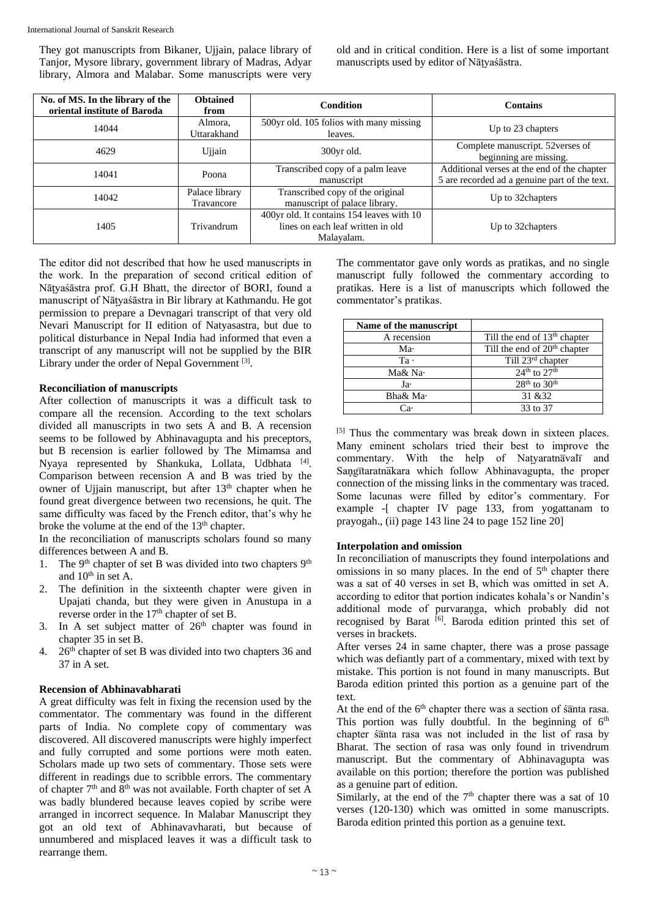They got manuscripts from Bikaner, Ujjain, palace library of Tanjor, Mysore library, government library of Madras, Adyar library, Almora and Malabar. Some manuscripts were very old and in critical condition. Here is a list of some important manuscripts used by editor of Nāṭyaśāstra.

| No. of MS. In the library of the oriental institute of Baroda | Obtained from | Condition | Contains |
|---|---|---|---|
| 14044 | Almora, Uttarakhand | 500yr old. 105 folios with many missing leaves. | Up to 23 chapters |
| 4629 | Ujjain | 300yr old. | Complete manuscript. 52verses of beginning are missing. |
| 14041 | Poona | Transcribed copy of a palm leave manuscript | Additional verses at the end of the chapter 5 are recorded ad a genuine part of the text. |
| 14042 | Palace library Travancore | Transcribed copy of the original manuscript of palace library. | Up to 32chapters |
| 1405 | Trivandrum | 400yr old. It contains 154 leaves with 10 lines on each leaf written in old Malayalam. | Up to 32chapters |

The editor did not described that how he used manuscripts in the work. In the preparation of second critical edition of Nāṭyaśāstra prof. G.H Bhatt, the director of BORI, found a manuscript of Nāṭyaśāstra in Bir library at Kathmandu. He got permission to prepare a Devnagari transcript of that very old Nevari Manuscript for II edition of Natyasastra, but due to political disturbance in Nepal India had informed that even a transcript of any manuscript will not be supplied by the BIR Library under the order of Nepal Government [3].

### Reconciliation of manuscripts

After collection of manuscripts it was a difficult task to compare all the recension. According to the text scholars divided all manuscripts in two sets A and B. A recension seems to be followed by Abhinavagupta and his preceptors, but B recension is earlier followed by The Mimamsa and Nyaya represented by Shankuka, Lollata, Udbhata [4]. Comparison between recension A and B was tried by the owner of Ujjain manuscript, but after 13th chapter when he found great divergence between two recensions, he quit. The same difficulty was faced by the French editor, that's why he broke the volume at the end of the 13th chapter.

In the reconciliation of manuscripts scholars found so many differences between A and B.

1. The 9th chapter of set B was divided into two chapters 9th and 10th in set A.
2. The definition in the sixteenth chapter were given in Upajati chanda, but they were given in Anustupa in a reverse order in the 17th chapter of set B.
3. In A set subject matter of 26th chapter was found in chapter 35 in set B.
4. 26th chapter of set B was divided into two chapters 36 and 37 in A set.

### Recension of Abhinavabharati

A great difficulty was felt in fixing the recension used by the commentator. The commentary was found in the different parts of India. No complete copy of commentary was discovered. All discovered manuscripts were highly imperfect and fully corrupted and some portions were moth eaten. Scholars made up two sets of commentary. Those sets were different in readings due to scribble errors. The commentary of chapter 7th and 8th was not available. Forth chapter of set A was badly blundered because leaves copied by scribe were arranged in incorrect sequence. In Malabar Manuscript they got an old text of Abhinavavharati, but because of unnumbered and misplaced leaves it was a difficult task to rearrange them.

The commentator gave only words as pratikas, and no single manuscript fully followed the commentary according to pratikas. Here is a list of manuscripts which followed the commentator's pratikas.

| Name of the manuscript | |
|---|---|
| A recension | Till the end of 13th chapter |
| Ma· | Till the end of 20th chapter |
| Ta · | Till 23rd chapter |
| Ma& Na· | 24th to 27th |
| Ja· | 28th to 30th |
| Bha& Ma· | 31 &32 |
| Ca· | 33 to 37 |

[5] Thus the commentary was break down in sixteen places. Many eminent scholars tried their best to improve the commentary. With the help of Naṭyaratnāvalī and Saṇgītaratnākara which follow Abhinavagupta, the proper connection of the missing links in the commentary was traced. Some lacunas were filled by editor's commentary. For example -[ chapter IV page 133, from yogattanam to prayogah., (ii) page 143 line 24 to page 152 line 20]

### Interpolation and omission

In reconciliation of manuscripts they found interpolations and omissions in so many places. In the end of 5th chapter there was a sat of 40 verses in set B, which was omitted in set A. according to editor that portion indicates kohala's or Nandin's additional mode of purvaraṇga, which probably did not recognised by Barat [6]. Baroda edition printed this set of verses in brackets.

After verses 24 in same chapter, there was a prose passage which was defiantly part of a commentary, mixed with text by mistake. This portion is not found in many manuscripts. But Baroda edition printed this portion as a genuine part of the text.

At the end of the 6th chapter there was a section of śānta rasa. This portion was fully doubtful. In the beginning of 6th chapter śānta rasa was not included in the list of rasa by Bharat. The section of rasa was only found in trivendrum manuscript. But the commentary of Abhinavagupta was available on this portion; therefore the portion was published as a genuine part of edition.

Similarly, at the end of the 7th chapter there was a sat of 10 verses (120-130) which was omitted in some manuscripts. Baroda edition printed this portion as a genuine text.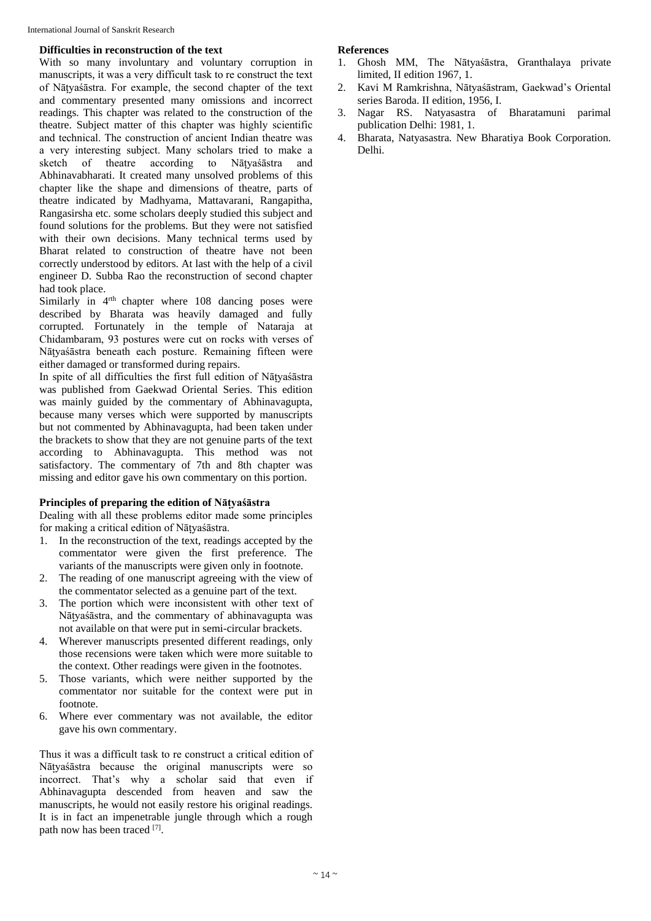### Difficulties in reconstruction of the text

With so many involuntary and voluntary corruption in manuscripts, it was a very difficult task to re construct the text of Nāṭyaśāstra. For example, the second chapter of the text and commentary presented many omissions and incorrect readings. This chapter was related to the construction of the theatre. Subject matter of this chapter was highly scientific and technical. The construction of ancient Indian theatre was a very interesting subject. Many scholars tried to make a sketch of theatre according to Nāṭyaśāstra and Abhinavabharati. It created many unsolved problems of this chapter like the shape and dimensions of theatre, parts of theatre indicated by Madhyama, Mattavarani, Rangapitha, Rangasirsha etc. some scholars deeply studied this subject and found solutions for the problems. But they were not satisfied with their own decisions. Many technical terms used by Bharat related to construction of theatre have not been correctly understood by editors. At last with the help of a civil engineer D. Subba Rao the reconstruction of second chapter had took place.

Similarly in 4rth chapter where 108 dancing poses were described by Bharata was heavily damaged and fully corrupted. Fortunately in the temple of Nataraja at Chidambaram, 93 postures were cut on rocks with verses of Nāṭyaśāstra beneath each posture. Remaining fifteen were either damaged or transformed during repairs.

In spite of all difficulties the first full edition of Nāṭyaśāstra was published from Gaekwad Oriental Series. This edition was mainly guided by the commentary of Abhinavagupta, because many verses which were supported by manuscripts but not commented by Abhinavagupta, had been taken under the brackets to show that they are not genuine parts of the text according to Abhinavagupta. This method was not satisfactory. The commentary of 7th and 8th chapter was missing and editor gave his own commentary on this portion.

### Principles of preparing the edition of Nāṭyaśāstra

Dealing with all these problems editor made some principles for making a critical edition of Nāṭyaśāstra.

1. In the reconstruction of the text, readings accepted by the commentator were given the first preference. The variants of the manuscripts were given only in footnote.
2. The reading of one manuscript agreeing with the view of the commentator selected as a genuine part of the text.
3. The portion which were inconsistent with other text of Nāṭyaśāstra, and the commentary of abhinavagupta was not available on that were put in semi-circular brackets.
4. Wherever manuscripts presented different readings, only those recensions were taken which were more suitable to the context. Other readings were given in the footnotes.
5. Those variants, which were neither supported by the commentator nor suitable for the context were put in footnote.
6. Where ever commentary was not available, the editor gave his own commentary.

Thus it was a difficult task to re construct a critical edition of Nāṭyaśāstra because the original manuscripts were so incorrect. That's why a scholar said that even if Abhinavagupta descended from heaven and saw the manuscripts, he would not easily restore his original readings. It is in fact an impenetrable jungle through which a rough path now has been traced [7].

### References

1. Ghosh MM, The Nātyaśāstra, Granthalaya private limited, II edition 1967, 1.
2. Kavi M Ramkrishna, Nāṭyaśāstram, Gaekwad's Oriental series Baroda. II edition, 1956, I.
3. Nagar RS. Natyasastra of Bharatamuni parimal publication Delhi: 1981, 1.
4. Bharata, Natyasastra. New Bharatiya Book Corporation. Delhi.